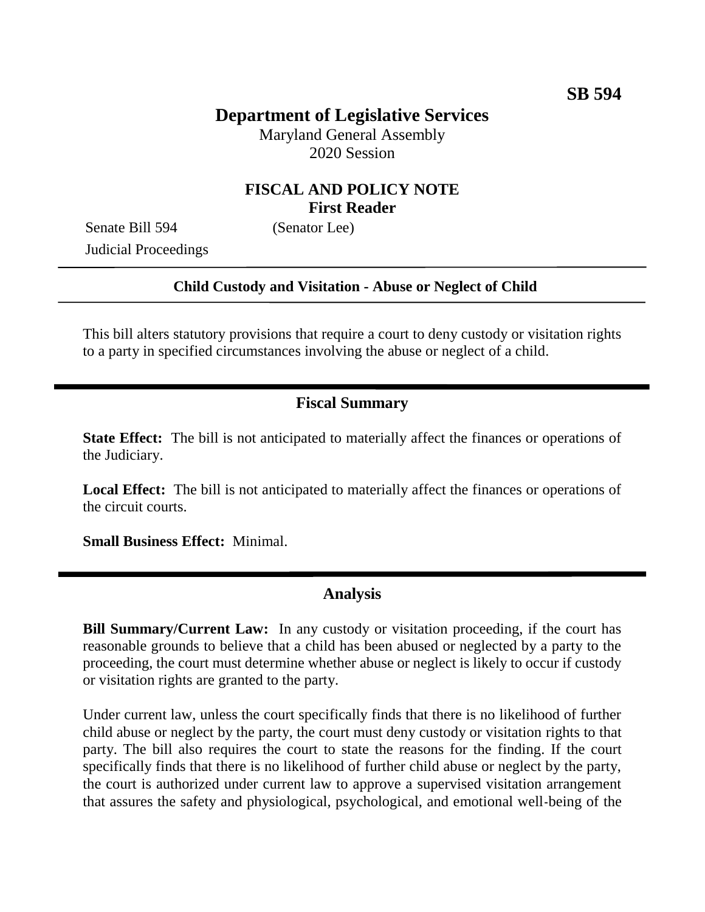**SB 594**

# Department of Legislative Services

Maryland General Assembly
2020 Session

## FISCAL AND POLICY NOTE
**First Reader**

Senate Bill 594 (Senator Lee)
Judicial Proceedings

---

**Child Custody and Visitation - Abuse or Neglect of Child**

---

This bill alters statutory provisions that require a court to deny custody or visitation rights to a party in specified circumstances involving the abuse or neglect of a child.

---

## Fiscal Summary

**State Effect:** The bill is not anticipated to materially affect the finances or operations of the Judiciary.

**Local Effect:** The bill is not anticipated to materially affect the finances or operations of the circuit courts.

**Small Business Effect:** Minimal.

---

## Analysis

**Bill Summary/Current Law:** In any custody or visitation proceeding, if the court has reasonable grounds to believe that a child has been abused or neglected by a party to the proceeding, the court must determine whether abuse or neglect is likely to occur if custody or visitation rights are granted to the party.

Under current law, unless the court specifically finds that there is no likelihood of further child abuse or neglect by the party, the court must deny custody or visitation rights to that party. The bill also requires the court to state the reasons for the finding. If the court specifically finds that there is no likelihood of further child abuse or neglect by the party, the court is authorized under current law to approve a supervised visitation arrangement that assures the safety and physiological, psychological, and emotional well-being of the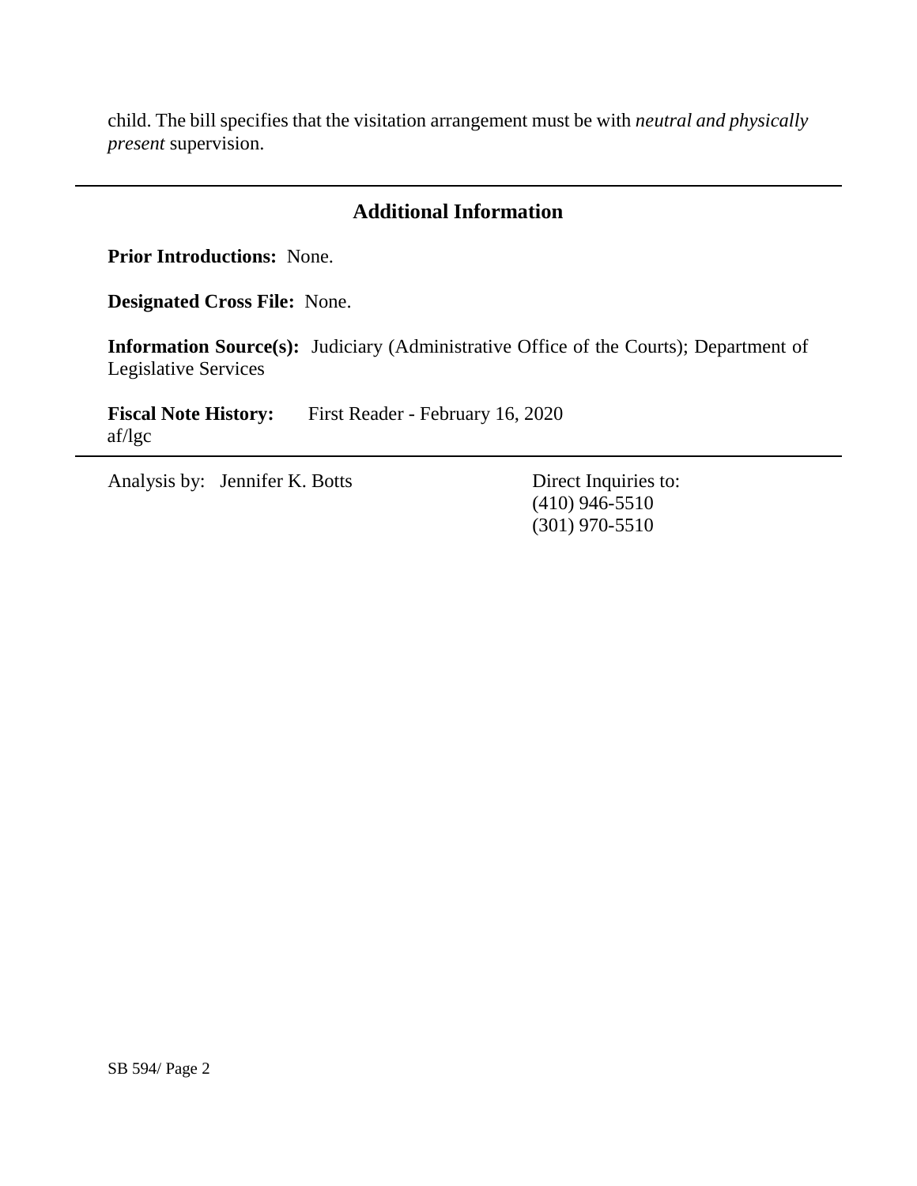child. The bill specifies that the visitation arrangement must be with *neutral and physically present* supervision.

---

## Additional Information

**Prior Introductions:** None.

**Designated Cross File:** None.

**Information Source(s):** Judiciary (Administrative Office of the Courts); Department of Legislative Services

**Fiscal Note History:** First Reader - February 16, 2020
af/lgc

---

Analysis by: Jennifer K. Botts

Direct Inquiries to:
(410) 946-5510
(301) 970-5510